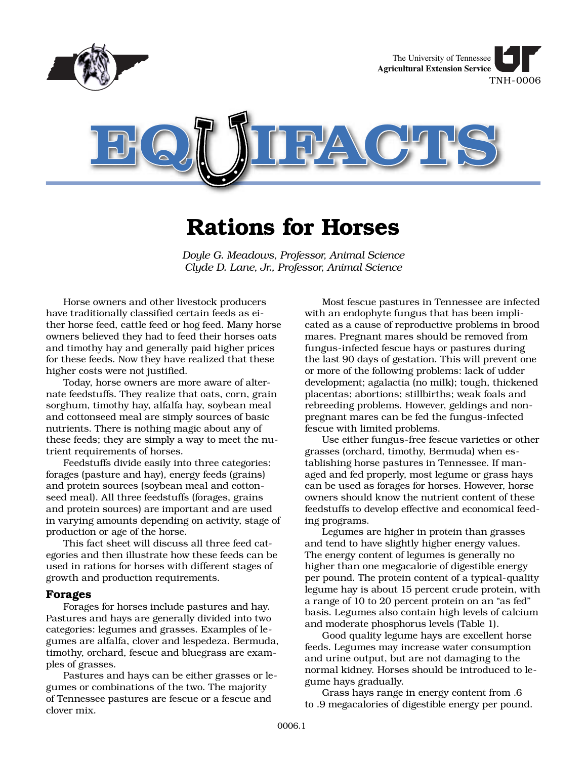The University of Tennessee
**Agricultural Extension Service**
TNH-0006

# EQUIFACTS

## Rations for Horses

*Doyle G. Meadows, Professor, Animal Science*
*Clyde D. Lane, Jr., Professor, Animal Science*

Horse owners and other livestock producers have traditionally classified certain feeds as either horse feed, cattle feed or hog feed. Many horse owners believed they had to feed their horses oats and timothy hay and generally paid higher prices for these feeds. Now they have realized that these higher costs were not justified.

Today, horse owners are more aware of alternate feedstuffs. They realize that oats, corn, grain sorghum, timothy hay, alfalfa hay, soybean meal and cottonseed meal are simply sources of basic nutrients. There is nothing magic about any of these feeds; they are simply a way to meet the nutrient requirements of horses.

Feedstuffs divide easily into three categories: forages (pasture and hay), energy feeds (grains) and protein sources (soybean meal and cottonseed meal). All three feedstuffs (forages, grains and protein sources) are important and are used in varying amounts depending on activity, stage of production or age of the horse.

This fact sheet will discuss all three feed categories and then illustrate how these feeds can be used in rations for horses with different stages of growth and production requirements.

### Forages

Forages for horses include pastures and hay. Pastures and hays are generally divided into two categories: legumes and grasses. Examples of legumes are alfalfa, clover and lespedeza. Bermuda, timothy, orchard, fescue and bluegrass are examples of grasses.

Pastures and hays can be either grasses or legumes or combinations of the two. The majority of Tennessee pastures are fescue or a fescue and clover mix.

Most fescue pastures in Tennessee are infected with an endophyte fungus that has been implicated as a cause of reproductive problems in brood mares. Pregnant mares should be removed from fungus-infected fescue hays or pastures during the last 90 days of gestation. This will prevent one or more of the following problems: lack of udder development; agalactia (no milk); tough, thickened placentas; abortions; stillbirths; weak foals and rebreeding problems. However, geldings and non-pregnant mares can be fed the fungus-infected fescue with limited problems.

Use either fungus-free fescue varieties or other grasses (orchard, timothy, Bermuda) when establishing horse pastures in Tennessee. If managed and fed properly, most legume or grass hays can be used as forages for horses. However, horse owners should know the nutrient content of these feedstuffs to develop effective and economical feeding programs.

Legumes are higher in protein than grasses and tend to have slightly higher energy values. The energy content of legumes is generally no higher than one megacalorie of digestible energy per pound. The protein content of a typical-quality legume hay is about 15 percent crude protein, with a range of 10 to 20 percent protein on an "as fed" basis. Legumes also contain high levels of calcium and moderate phosphorus levels (Table 1).

Good quality legume hays are excellent horse feeds. Legumes may increase water consumption and urine output, but are not damaging to the normal kidney. Horses should be introduced to legume hays gradually.

Grass hays range in energy content from .6 to .9 megacalories of digestible energy per pound.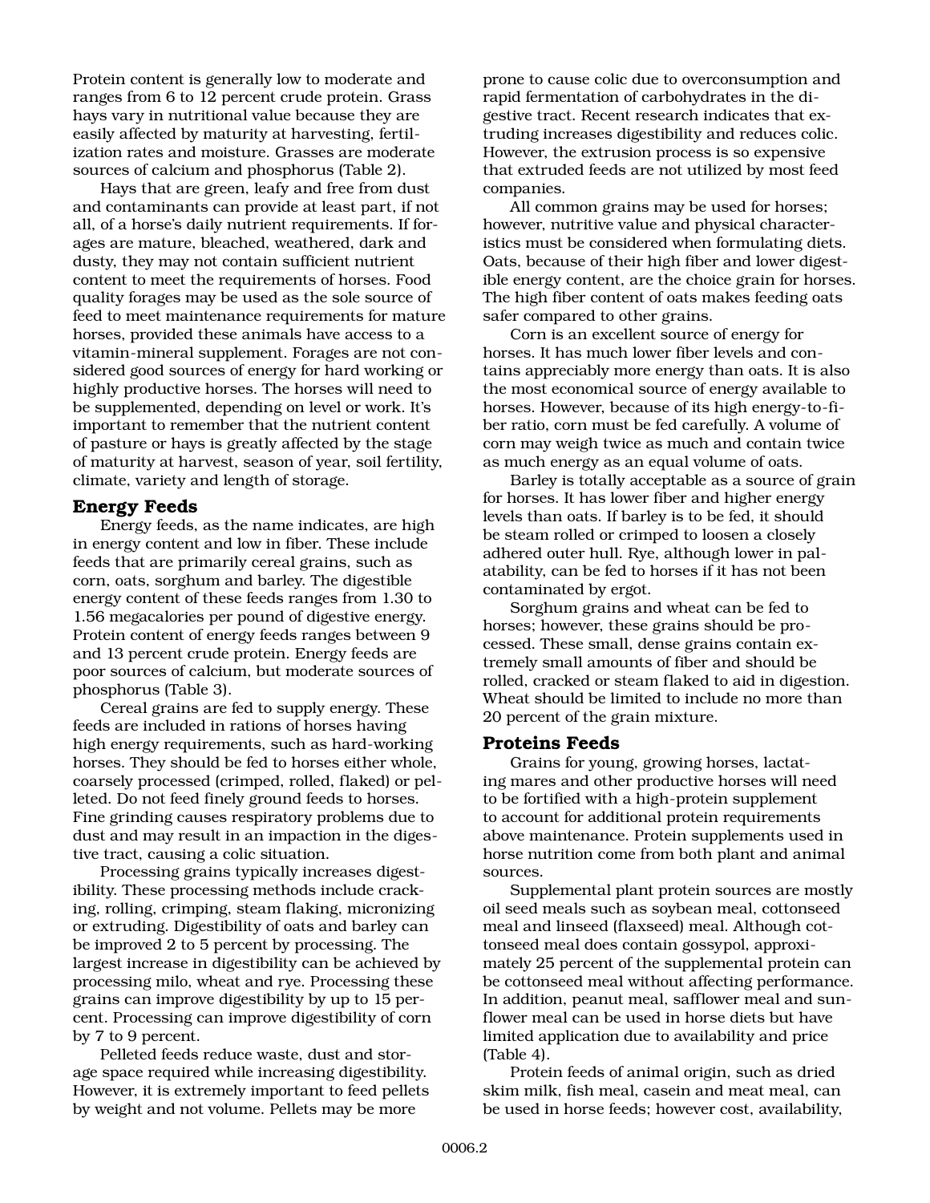Protein content is generally low to moderate and ranges from 6 to 12 percent crude protein. Grass hays vary in nutritional value because they are easily affected by maturity at harvesting, fertilization rates and moisture. Grasses are moderate sources of calcium and phosphorus (Table 2).

Hays that are green, leafy and free from dust and contaminants can provide at least part, if not all, of a horse's daily nutrient requirements. If forages are mature, bleached, weathered, dark and dusty, they may not contain sufficient nutrient content to meet the requirements of horses. Food quality forages may be used as the sole source of feed to meet maintenance requirements for mature horses, provided these animals have access to a vitamin-mineral supplement. Forages are not considered good sources of energy for hard working or highly productive horses. The horses will need to be supplemented, depending on level or work. It's important to remember that the nutrient content of pasture or hays is greatly affected by the stage of maturity at harvest, season of year, soil fertility, climate, variety and length of storage.

## Energy Feeds

Energy feeds, as the name indicates, are high in energy content and low in fiber. These include feeds that are primarily cereal grains, such as corn, oats, sorghum and barley. The digestible energy content of these feeds ranges from 1.30 to 1.56 megacalories per pound of digestive energy. Protein content of energy feeds ranges between 9 and 13 percent crude protein. Energy feeds are poor sources of calcium, but moderate sources of phosphorus (Table 3).

Cereal grains are fed to supply energy. These feeds are included in rations of horses having high energy requirements, such as hard-working horses. They should be fed to horses either whole, coarsely processed (crimped, rolled, flaked) or pelleted. Do not feed finely ground feeds to horses. Fine grinding causes respiratory problems due to dust and may result in an impaction in the digestive tract, causing a colic situation.

Processing grains typically increases digestibility. These processing methods include cracking, rolling, crimping, steam flaking, micronizing or extruding. Digestibility of oats and barley can be improved 2 to 5 percent by processing. The largest increase in digestibility can be achieved by processing milo, wheat and rye. Processing these grains can improve digestibility by up to 15 percent. Processing can improve digestibility of corn by 7 to 9 percent.

Pelleted feeds reduce waste, dust and storage space required while increasing digestibility. However, it is extremely important to feed pellets by weight and not volume. Pellets may be more prone to cause colic due to overconsumption and rapid fermentation of carbohydrates in the digestive tract. Recent research indicates that extruding increases digestibility and reduces colic. However, the extrusion process is so expensive that extruded feeds are not utilized by most feed companies.

All common grains may be used for horses; however, nutritive value and physical characteristics must be considered when formulating diets. Oats, because of their high fiber and lower digestible energy content, are the choice grain for horses. The high fiber content of oats makes feeding oats safer compared to other grains.

Corn is an excellent source of energy for horses. It has much lower fiber levels and contains appreciably more energy than oats. It is also the most economical source of energy available to horses. However, because of its high energy-to-fiber ratio, corn must be fed carefully. A volume of corn may weigh twice as much and contain twice as much energy as an equal volume of oats.

Barley is totally acceptable as a source of grain for horses. It has lower fiber and higher energy levels than oats. If barley is to be fed, it should be steam rolled or crimped to loosen a closely adhered outer hull. Rye, although lower in palatability, can be fed to horses if it has not been contaminated by ergot.

Sorghum grains and wheat can be fed to horses; however, these grains should be processed. These small, dense grains contain extremely small amounts of fiber and should be rolled, cracked or steam flaked to aid in digestion. Wheat should be limited to include no more than 20 percent of the grain mixture.

## Proteins Feeds

Grains for young, growing horses, lactating mares and other productive horses will need to be fortified with a high-protein supplement to account for additional protein requirements above maintenance. Protein supplements used in horse nutrition come from both plant and animal sources.

Supplemental plant protein sources are mostly oil seed meals such as soybean meal, cottonseed meal and linseed (flaxseed) meal. Although cottonseed meal does contain gossypol, approximately 25 percent of the supplemental protein can be cottonseed meal without affecting performance. In addition, peanut meal, safflower meal and sunflower meal can be used in horse diets but have limited application due to availability and price (Table 4).

Protein feeds of animal origin, such as dried skim milk, fish meal, casein and meat meal, can be used in horse feeds; however cost, availability,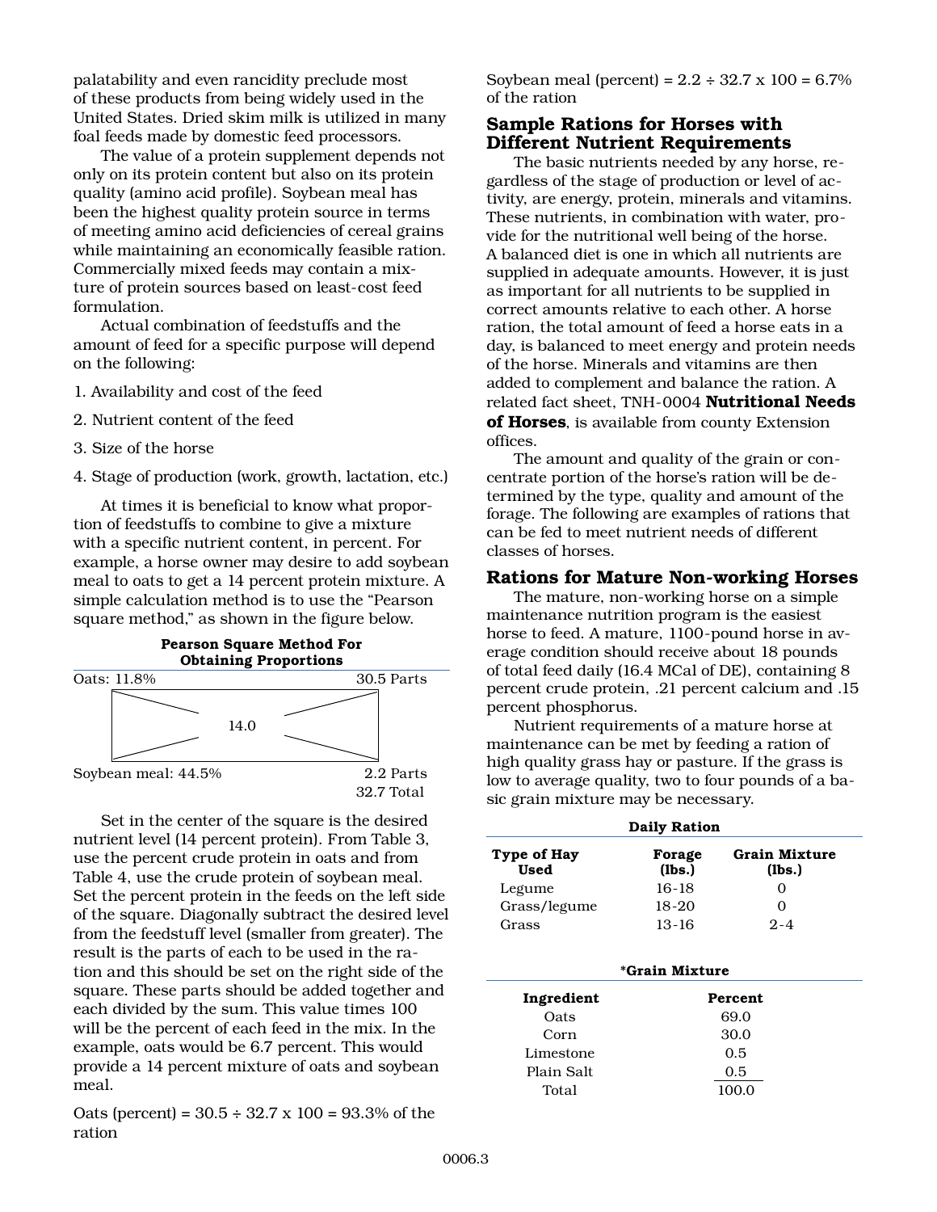palatability and even rancidity preclude most of these products from being widely used in the United States. Dried skim milk is utilized in many foal feeds made by domestic feed processors.

The value of a protein supplement depends not only on its protein content but also on its protein quality (amino acid profile). Soybean meal has been the highest quality protein source in terms of meeting amino acid deficiencies of cereal grains while maintaining an economically feasible ration. Commercially mixed feeds may contain a mixture of protein sources based on least-cost feed formulation.

Actual combination of feedstuffs and the amount of feed for a specific purpose will depend on the following:

1. Availability and cost of the feed
2. Nutrient content of the feed
3. Size of the horse
4. Stage of production (work, growth, lactation, etc.)

At times it is beneficial to know what proportion of feedstuffs to combine to give a mixture with a specific nutrient content, in percent. For example, a horse owner may desire to add soybean meal to oats to get a 14 percent protein mixture. A simple calculation method is to use the "Pearson square method," as shown in the figure below.

**Pearson Square Method For Obtaining Proportions**

| | | |
|---|---|---|
| Oats: 11.8% | | 30.5 Parts |
| | 14.0 | |
| Soybean meal: 44.5% | | 2.2 Parts |
| | | 32.7 Total |

Set in the center of the square is the desired nutrient level (14 percent protein). From Table 3, use the percent crude protein in oats and from Table 4, use the crude protein of soybean meal. Set the percent protein in the feeds on the left side of the square. Diagonally subtract the desired level from the feedstuff level (smaller from greater). The result is the parts of each to be used in the ration and this should be set on the right side of the square. These parts should be added together and each divided by the sum. This value times 100 will be the percent of each feed in the mix. In the example, oats would be 6.7 percent. This would provide a 14 percent mixture of oats and soybean meal.

Oats (percent) = 30.5 ÷ 32.7 x 100 = 93.3% of the ration

Soybean meal (percent) = 2.2 ÷ 32.7 x 100 = 6.7% of the ration

## Sample Rations for Horses with Different Nutrient Requirements

The basic nutrients needed by any horse, regardless of the stage of production or level of activity, are energy, protein, minerals and vitamins. These nutrients, in combination with water, provide for the nutritional well being of the horse. A balanced diet is one in which all nutrients are supplied in adequate amounts. However, it is just as important for all nutrients to be supplied in correct amounts relative to each other. A horse ration, the total amount of feed a horse eats in a day, is balanced to meet energy and protein needs of the horse. Minerals and vitamins are then added to complement and balance the ration. A related fact sheet, TNH-0004 **Nutritional Needs of Horses**, is available from county Extension offices.

The amount and quality of the grain or concentrate portion of the horse's ration will be determined by the type, quality and amount of the forage. The following are examples of rations that can be fed to meet nutrient needs of different classes of horses.

## Rations for Mature Non-working Horses

The mature, non-working horse on a simple maintenance nutrition program is the easiest horse to feed. A mature, 1100-pound horse in average condition should receive about 18 pounds of total feed daily (16.4 MCal of DE), containing 8 percent crude protein, .21 percent calcium and .15 percent phosphorus.

Nutrient requirements of a mature horse at maintenance can be met by feeding a ration of high quality grass hay or pasture. If the grass is low to average quality, two to four pounds of a basic grain mixture may be necessary.

**Daily Ration**

| Type of Hay Used | Forage (lbs.) | Grain Mixture (lbs.) |
|---|---|---|
| Legume | 16-18 | 0 |
| Grass/legume | 18-20 | 0 |
| Grass | 13-16 | 2-4 |

***Grain Mixture**

| Ingredient | Percent |
|---|---|
| Oats | 69.0 |
| Corn | 30.0 |
| Limestone | 0.5 |
| Plain Salt | 0.5 |
| Total | 100.0 |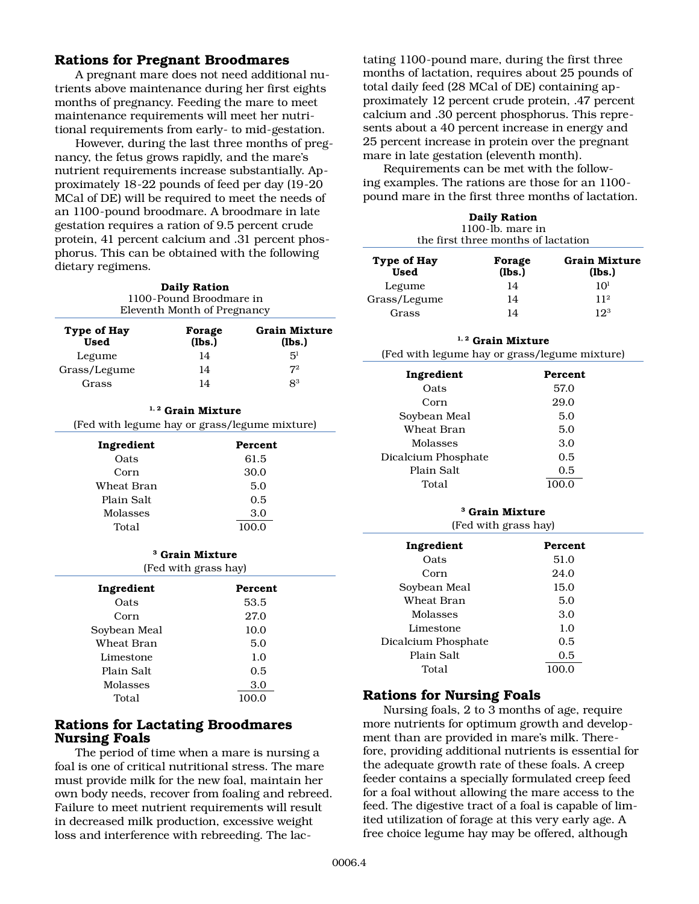## Rations for Pregnant Broodmares

A pregnant mare does not need additional nutrients above maintenance during her first eights months of pregnancy. Feeding the mare to meet maintenance requirements will meet her nutritional requirements from early- to mid-gestation.

However, during the last three months of pregnancy, the fetus grows rapidly, and the mare's nutrient requirements increase substantially. Approximately 18-22 pounds of feed per day (19-20 MCal of DE) will be required to meet the needs of an 1100-pound broodmare. A broodmare in late gestation requires a ration of 9.5 percent crude protein, 41 percent calcium and .31 percent phosphorus. This can be obtained with the following dietary regimens.

**Daily Ration**
1100-Pound Broodmare in
Eleventh Month of Pregnancy

| Type of Hay Used | Forage (lbs.) | Grain Mixture (lbs.) |
|---|---|---|
| Legume | 14 | 5[1] |
| Grass/Legume | 14 | 7[2] |
| Grass | 14 | 8[3] |

**[1, 2] Grain Mixture**
(Fed with legume hay or grass/legume mixture)

| Ingredient | Percent |
|---|---|
| Oats | 61.5 |
| Corn | 30.0 |
| Wheat Bran | 5.0 |
| Plain Salt | 0.5 |
| Molasses | 3.0 |
| Total | 100.0 |

**[3] Grain Mixture**
(Fed with grass hay)

| Ingredient | Percent |
|---|---|
| Oats | 53.5 |
| Corn | 27.0 |
| Soybean Meal | 10.0 |
| Wheat Bran | 5.0 |
| Limestone | 1.0 |
| Plain Salt | 0.5 |
| Molasses | 3.0 |
| Total | 100.0 |

## Rations for Lactating Broodmares Nursing Foals

The period of time when a mare is nursing a foal is one of critical nutritional stress. The mare must provide milk for the new foal, maintain her own body needs, recover from foaling and rebreed. Failure to meet nutrient requirements will result in decreased milk production, excessive weight loss and interference with rebreeding. The lactating 1100-pound mare, during the first three months of lactation, requires about 25 pounds of total daily feed (28 MCal of DE) containing approximately 12 percent crude protein, .47 percent calcium and .30 percent phosphorus. This represents about a 40 percent increase in energy and 25 percent increase in protein over the pregnant mare in late gestation (eleventh month).

Requirements can be met with the following examples. The rations are those for an 1100-pound mare in the first three months of lactation.

**Daily Ration**
1100-lb. mare in
the first three months of lactation

| Type of Hay Used | Forage (lbs.) | Grain Mixture (lbs.) |
|---|---|---|
| Legume | 14 | 10[1] |
| Grass/Legume | 14 | 11[2] |
| Grass | 14 | 12[3] |

**[1, 2] Grain Mixture**
(Fed with legume hay or grass/legume mixture)

| Ingredient | Percent |
|---|---|
| Oats | 57.0 |
| Corn | 29.0 |
| Soybean Meal | 5.0 |
| Wheat Bran | 5.0 |
| Molasses | 3.0 |
| Dicalcium Phosphate | 0.5 |
| Plain Salt | 0.5 |
| Total | 100.0 |

**[3] Grain Mixture**
(Fed with grass hay)

| Ingredient | Percent |
|---|---|
| Oats | 51.0 |
| Corn | 24.0 |
| Soybean Meal | 15.0 |
| Wheat Bran | 5.0 |
| Molasses | 3.0 |
| Limestone | 1.0 |
| Dicalcium Phosphate | 0.5 |
| Plain Salt | 0.5 |
| Total | 100.0 |

## Rations for Nursing Foals

Nursing foals, 2 to 3 months of age, require more nutrients for optimum growth and development than are provided in mare's milk. Therefore, providing additional nutrients is essential for the adequate growth rate of these foals. A creep feeder contains a specially formulated creep feed for a foal without allowing the mare access to the feed. The digestive tract of a foal is capable of limited utilization of forage at this very early age. A free choice legume hay may be offered, although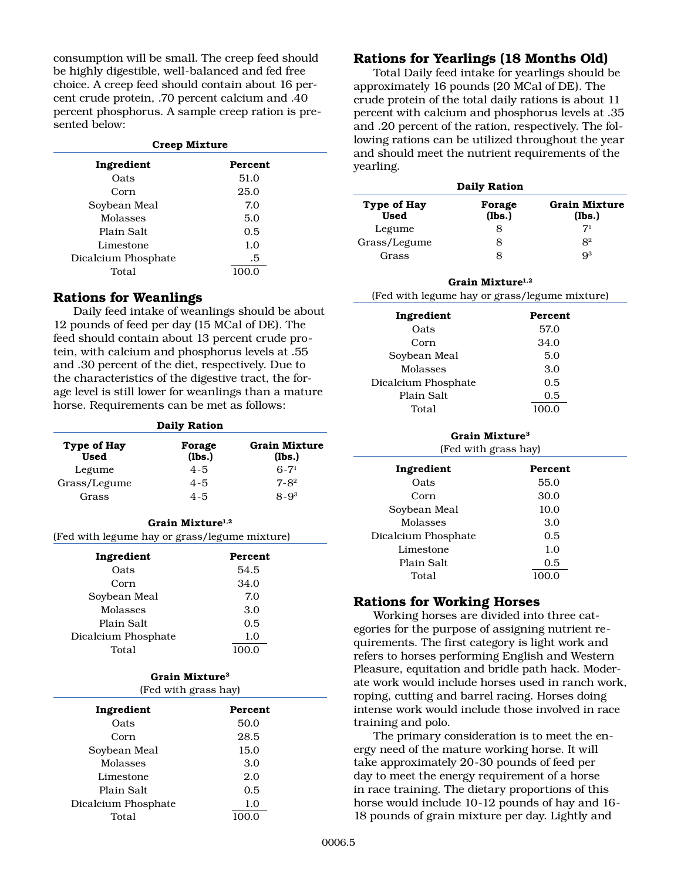consumption will be small. The creep feed should be highly digestible, well-balanced and fed free choice. A creep feed should contain about 16 percent crude protein, .70 percent calcium and .40 percent phosphorus. A sample creep ration is presented below:

**Creep Mixture**

| Ingredient | Percent |
|---|---|
| Oats | 51.0 |
| Corn | 25.0 |
| Soybean Meal | 7.0 |
| Molasses | 5.0 |
| Plain Salt | 0.5 |
| Limestone | 1.0 |
| Dicalcium Phosphate | .5 |
| Total | 100.0 |

## Rations for Weanlings

Daily feed intake of weanlings should be about 12 pounds of feed per day (15 MCal of DE). The feed should contain about 13 percent crude protein, with calcium and phosphorus levels at .55 and .30 percent of the diet, respectively. Due to the characteristics of the digestive tract, the forage level is still lower for weanlings than a mature horse. Requirements can be met as follows:

**Daily Ration**

| Type of Hay Used | Forage (lbs.) | Grain Mixture (lbs.) |
|---|---|---|
| Legume | 4-5 | 6-7[1] |
| Grass/Legume | 4-5 | 7-8[2] |
| Grass | 4-5 | 8-9[3] |

**Grain Mixture[1,2]**
(Fed with legume hay or grass/legume mixture)

| Ingredient | Percent |
|---|---|
| Oats | 54.5 |
| Corn | 34.0 |
| Soybean Meal | 7.0 |
| Molasses | 3.0 |
| Plain Salt | 0.5 |
| Dicalcium Phosphate | 1.0 |
| Total | 100.0 |

**Grain Mixture[3]**
(Fed with grass hay)

| Ingredient | Percent |
|---|---|
| Oats | 50.0 |
| Corn | 28.5 |
| Soybean Meal | 15.0 |
| Molasses | 3.0 |
| Limestone | 2.0 |
| Plain Salt | 0.5 |
| Dicalcium Phosphate | 1.0 |
| Total | 100.0 |

## Rations for Yearlings (18 Months Old)

Total Daily feed intake for yearlings should be approximately 16 pounds (20 MCal of DE). The crude protein of the total daily rations is about 11 percent with calcium and phosphorus levels at .35 and .20 percent of the ration, respectively. The following rations can be utilized throughout the year and should meet the nutrient requirements of the yearling.

**Daily Ration**

| Type of Hay Used | Forage (lbs.) | Grain Mixture (lbs.) |
|---|---|---|
| Legume | 8 | 7[1] |
| Grass/Legume | 8 | 8[2] |
| Grass | 8 | 9[3] |

**Grain Mixture[1,2]**
(Fed with legume hay or grass/legume mixture)

| Ingredient | Percent |
|---|---|
| Oats | 57.0 |
| Corn | 34.0 |
| Soybean Meal | 5.0 |
| Molasses | 3.0 |
| Dicalcium Phosphate | 0.5 |
| Plain Salt | 0.5 |
| Total | 100.0 |

**Grain Mixture[3]**
(Fed with grass hay)

| Ingredient | Percent |
|---|---|
| Oats | 55.0 |
| Corn | 30.0 |
| Soybean Meal | 10.0 |
| Molasses | 3.0 |
| Dicalcium Phosphate | 0.5 |
| Limestone | 1.0 |
| Plain Salt | 0.5 |
| Total | 100.0 |

## Rations for Working Horses

Working horses are divided into three categories for the purpose of assigning nutrient requirements. The first category is light work and refers to horses performing English and Western Pleasure, equitation and bridle path hack. Moderate work would include horses used in ranch work, roping, cutting and barrel racing. Horses doing intense work would include those involved in race training and polo.

The primary consideration is to meet the energy need of the mature working horse. It will take approximately 20-30 pounds of feed per day to meet the energy requirement of a horse in race training. The dietary proportions of this horse would include 10-12 pounds of hay and 16-18 pounds of grain mixture per day. Lightly and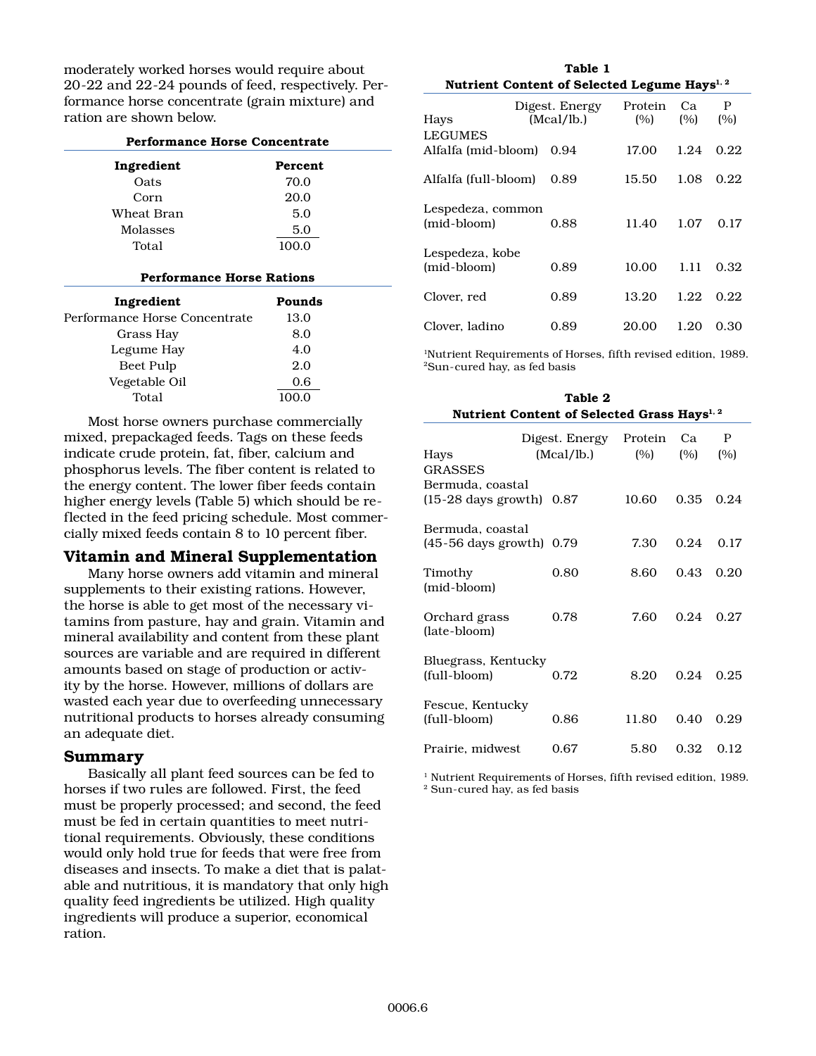moderately worked horses would require about 20-22 and 22-24 pounds of feed, respectively. Performance horse concentrate (grain mixture) and ration are shown below.

**Performance Horse Concentrate**

| Ingredient | Percent |
|---|---|
| Oats | 70.0 |
| Corn | 20.0 |
| Wheat Bran | 5.0 |
| Molasses | 5.0 |
| Total | 100.0 |

**Performance Horse Rations**

| Ingredient | Pounds |
|---|---|
| Performance Horse Concentrate | 13.0 |
| Grass Hay | 8.0 |
| Legume Hay | 4.0 |
| Beet Pulp | 2.0 |
| Vegetable Oil | 0.6 |
| Total | 100.0 |

Most horse owners purchase commercially mixed, prepackaged feeds. Tags on these feeds indicate crude protein, fat, fiber, calcium and phosphorus levels. The fiber content is related to the energy content. The lower fiber feeds contain higher energy levels (Table 5) which should be reflected in the feed pricing schedule. Most commercially mixed feeds contain 8 to 10 percent fiber.

## Vitamin and Mineral Supplementation

Many horse owners add vitamin and mineral supplements to their existing rations. However, the horse is able to get most of the necessary vitamins from pasture, hay and grain. Vitamin and mineral availability and content from these plant sources are variable and are required in different amounts based on stage of production or activity by the horse. However, millions of dollars are wasted each year due to overfeeding unnecessary nutritional products to horses already consuming an adequate diet.

## Summary

Basically all plant feed sources can be fed to horses if two rules are followed. First, the feed must be properly processed; and second, the feed must be fed in certain quantities to meet nutritional requirements. Obviously, these conditions would only hold true for feeds that were free from diseases and insects. To make a diet that is palatable and nutritious, it is mandatory that only high quality feed ingredients be utilized. High quality ingredients will produce a superior, economical ration.

**Table 1**
**Nutrient Content of Selected Legume Hays[1, 2]**

| Hays | Digest. Energy (Mcal/lb.) | Protein (%) | Ca (%) | P (%) |
|---|---|---|---|---|
| LEGUMES | | | | |
| Alfalfa (mid-bloom) | 0.94 | 17.00 | 1.24 | 0.22 |
| Alfalfa (full-bloom) | 0.89 | 15.50 | 1.08 | 0.22 |
| Lespedeza, common (mid-bloom) | 0.88 | 11.40 | 1.07 | 0.17 |
| Lespedeza, kobe (mid-bloom) | 0.89 | 10.00 | 1.11 | 0.32 |
| Clover, red | 0.89 | 13.20 | 1.22 | 0.22 |
| Clover, ladino | 0.89 | 20.00 | 1.20 | 0.30 |

[1]Nutrient Requirements of Horses, fifth revised edition, 1989.
[2]Sun-cured hay, as fed basis

**Table 2**
**Nutrient Content of Selected Grass Hays[1, 2]**

| Hays | Digest. Energy (Mcal/lb.) | Protein (%) | Ca (%) | P (%) |
|---|---|---|---|---|
| GRASSES | | | | |
| Bermuda, coastal (15-28 days growth) | 0.87 | 10.60 | 0.35 | 0.24 |
| Bermuda, coastal (45-56 days growth) | 0.79 | 7.30 | 0.24 | 0.17 |
| Timothy (mid-bloom) | 0.80 | 8.60 | 0.43 | 0.20 |
| Orchard grass (late-bloom) | 0.78 | 7.60 | 0.24 | 0.27 |
| Bluegrass, Kentucky (full-bloom) | 0.72 | 8.20 | 0.24 | 0.25 |
| Fescue, Kentucky (full-bloom) | 0.86 | 11.80 | 0.40 | 0.29 |
| Prairie, midwest | 0.67 | 5.80 | 0.32 | 0.12 |

[1] Nutrient Requirements of Horses, fifth revised edition, 1989.
[2] Sun-cured hay, as fed basis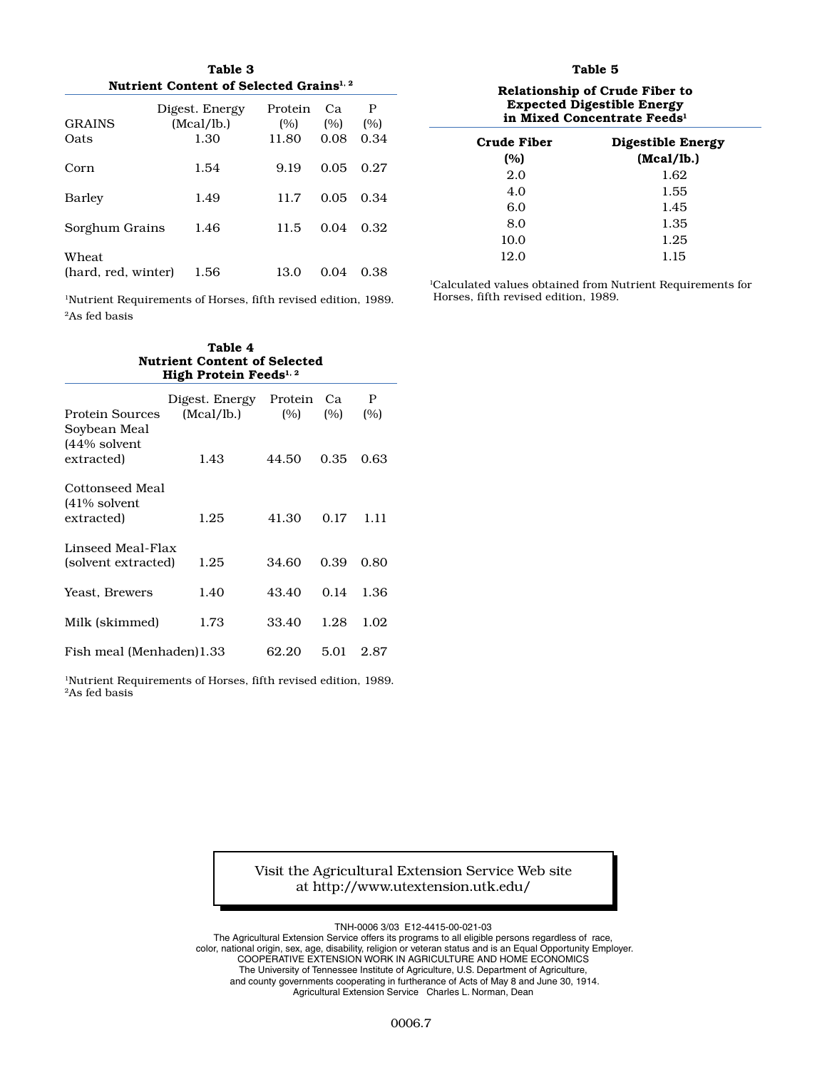**Table 3**
**Nutrient Content of Selected Grains[1, 2]**

| GRAINS | Digest. Energy (Mcal/lb.) | Protein (%) | Ca (%) | P (%) |
|---|---|---|---|---|
| Oats | 1.30 | 11.80 | 0.08 | 0.34 |
| Corn | 1.54 | 9.19 | 0.05 | 0.27 |
| Barley | 1.49 | 11.7 | 0.05 | 0.34 |
| Sorghum Grains | 1.46 | 11.5 | 0.04 | 0.32 |
| Wheat (hard, red, winter) | 1.56 | 13.0 | 0.04 | 0.38 |

[1]Nutrient Requirements of Horses, fifth revised edition, 1989.
[2]As fed basis

**Table 4**
**Nutrient Content of Selected High Protein Feeds[1, 2]**

| Protein Sources | Digest. Energy (Mcal/lb.) | Protein (%) | Ca (%) | P (%) |
|---|---|---|---|---|
| Soybean Meal (44% solvent extracted) | 1.43 | 44.50 | 0.35 | 0.63 |
| Cottonseed Meal (41% solvent extracted) | 1.25 | 41.30 | 0.17 | 1.11 |
| Linseed Meal-Flax (solvent extracted) | 1.25 | 34.60 | 0.39 | 0.80 |
| Yeast, Brewers | 1.40 | 43.40 | 0.14 | 1.36 |
| Milk (skimmed) | 1.73 | 33.40 | 1.28 | 1.02 |
| Fish meal (Menhaden) | 1.33 | 62.20 | 5.01 | 2.87 |

[1]Nutrient Requirements of Horses, fifth revised edition, 1989.
[2]As fed basis

**Table 5**
**Relationship of Crude Fiber to Expected Digestible Energy in Mixed Concentrate Feeds[1]**

| Crude Fiber (%) | Digestible Energy (Mcal/lb.) |
|---|---|
| 2.0 | 1.62 |
| 4.0 | 1.55 |
| 6.0 | 1.45 |
| 8.0 | 1.35 |
| 10.0 | 1.25 |
| 12.0 | 1.15 |

[1]Calculated values obtained from Nutrient Requirements for Horses, fifth revised edition, 1989.

Visit the Agricultural Extension Service Web site at http://www.utextension.utk.edu/

TNH-0006 3/03 E12-4415-00-021-03
The Agricultural Extension Service offers its programs to all eligible persons regardless of race, color, national origin, sex, age, disability, religion or veteran status and is an Equal Opportunity Employer.
COOPERATIVE EXTENSION WORK IN AGRICULTURE AND HOME ECONOMICS
The University of Tennessee Institute of Agriculture, U.S. Department of Agriculture, and county governments cooperating in furtherance of Acts of May 8 and June 30, 1914.
Agricultural Extension Service Charles L. Norman, Dean